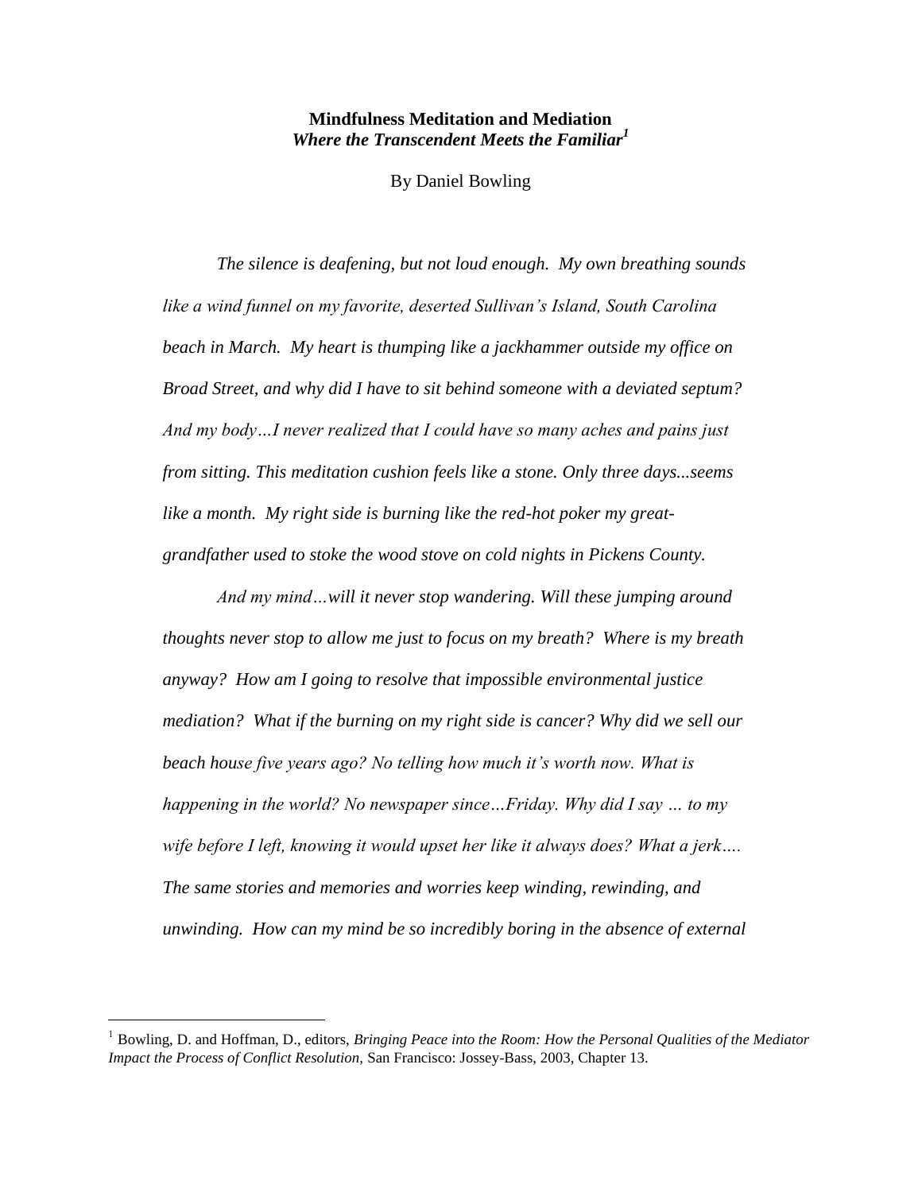# Mindfulness Meditation and Mediation

***Where the Transcendent Meets the Familiar*[1]**

By Daniel Bowling

*The silence is deafening, but not loud enough. My own breathing sounds like a wind funnel on my favorite, deserted Sullivan's Island, South Carolina beach in March. My heart is thumping like a jackhammer outside my office on Broad Street, and why did I have to sit behind someone with a deviated septum? And my body…I never realized that I could have so many aches and pains just from sitting. This meditation cushion feels like a stone. Only three days...seems like a month. My right side is burning like the red-hot poker my great-grandfather used to stoke the wood stove on cold nights in Pickens County.*

*And my mind…will it never stop wandering. Will these jumping around thoughts never stop to allow me just to focus on my breath? Where is my breath anyway? How am I going to resolve that impossible environmental justice mediation? What if the burning on my right side is cancer? Why did we sell our beach house five years ago? No telling how much it's worth now. What is happening in the world? No newspaper since…Friday. Why did I say … to my wife before I left, knowing it would upset her like it always does? What a jerk…. The same stories and memories and worries keep winding, rewinding, and unwinding. How can my mind be so incredibly boring in the absence of external*

---

[1] Bowling, D. and Hoffman, D., editors, *Bringing Peace into the Room: How the Personal Qualities of the Mediator Impact the Process of Conflict Resolution,* San Francisco: Jossey-Bass, 2003, Chapter 13.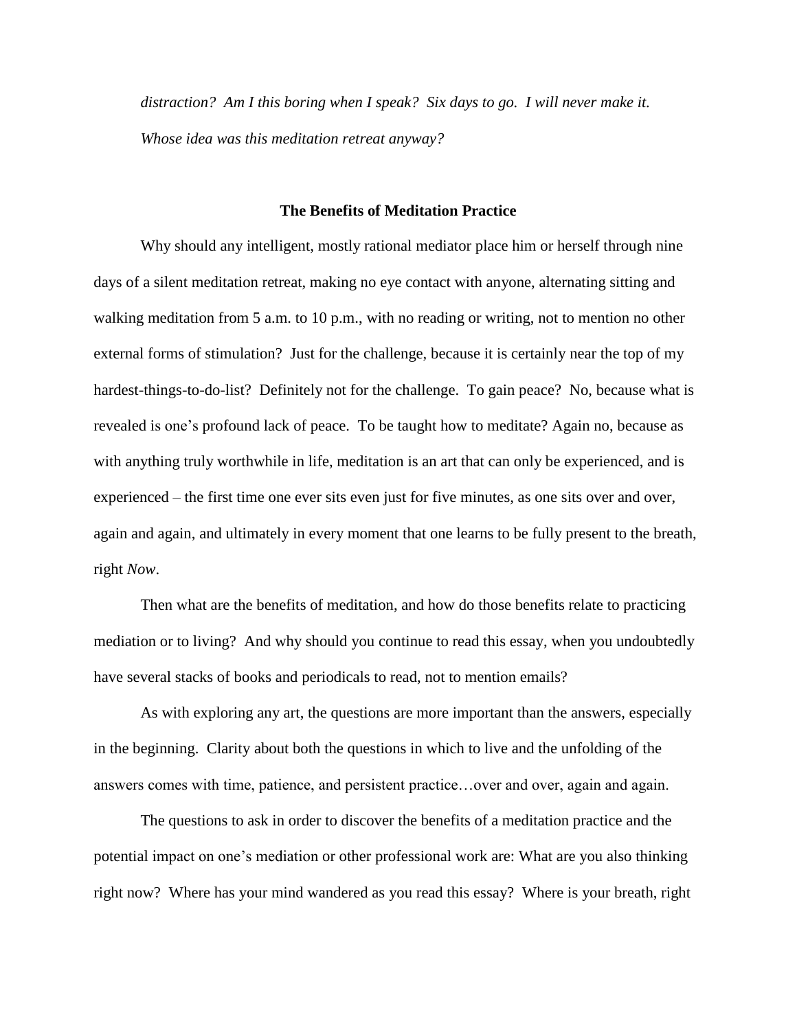*distraction? Am I this boring when I speak? Six days to go. I will never make it. Whose idea was this meditation retreat anyway?*

## The Benefits of Meditation Practice

Why should any intelligent, mostly rational mediator place him or herself through nine days of a silent meditation retreat, making no eye contact with anyone, alternating sitting and walking meditation from 5 a.m. to 10 p.m., with no reading or writing, not to mention no other external forms of stimulation? Just for the challenge, because it is certainly near the top of my hardest-things-to-do-list? Definitely not for the challenge. To gain peace? No, because what is revealed is one's profound lack of peace. To be taught how to meditate? Again no, because as with anything truly worthwhile in life, meditation is an art that can only be experienced, and is experienced – the first time one ever sits even just for five minutes, as one sits over and over, again and again, and ultimately in every moment that one learns to be fully present to the breath, right *Now*.

Then what are the benefits of meditation, and how do those benefits relate to practicing mediation or to living? And why should you continue to read this essay, when you undoubtedly have several stacks of books and periodicals to read, not to mention emails?

As with exploring any art, the questions are more important than the answers, especially in the beginning. Clarity about both the questions in which to live and the unfolding of the answers comes with time, patience, and persistent practice…over and over, again and again.

The questions to ask in order to discover the benefits of a meditation practice and the potential impact on one's mediation or other professional work are: What are you also thinking right now? Where has your mind wandered as you read this essay? Where is your breath, right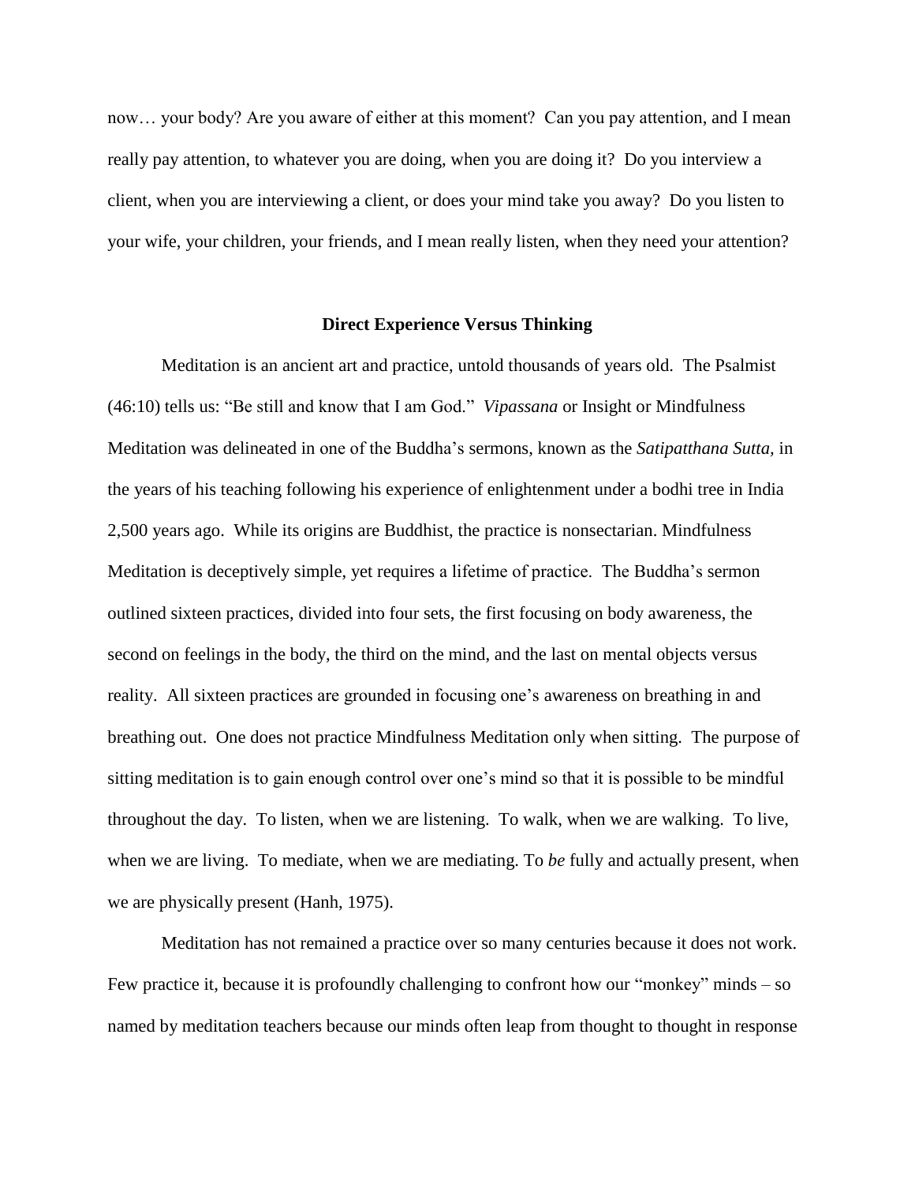now… your body? Are you aware of either at this moment? Can you pay attention, and I mean really pay attention, to whatever you are doing, when you are doing it? Do you interview a client, when you are interviewing a client, or does your mind take you away? Do you listen to your wife, your children, your friends, and I mean really listen, when they need your attention?

## Direct Experience Versus Thinking

Meditation is an ancient art and practice, untold thousands of years old. The Psalmist (46:10) tells us: "Be still and know that I am God." *Vipassana* or Insight or Mindfulness Meditation was delineated in one of the Buddha's sermons, known as the *Satipatthana Sutta,* in the years of his teaching following his experience of enlightenment under a bodhi tree in India 2,500 years ago. While its origins are Buddhist, the practice is nonsectarian. Mindfulness Meditation is deceptively simple, yet requires a lifetime of practice. The Buddha's sermon outlined sixteen practices, divided into four sets, the first focusing on body awareness, the second on feelings in the body, the third on the mind, and the last on mental objects versus reality. All sixteen practices are grounded in focusing one's awareness on breathing in and breathing out. One does not practice Mindfulness Meditation only when sitting. The purpose of sitting meditation is to gain enough control over one's mind so that it is possible to be mindful throughout the day. To listen, when we are listening. To walk, when we are walking. To live, when we are living. To mediate, when we are mediating. To *be* fully and actually present, when we are physically present (Hanh, 1975).

Meditation has not remained a practice over so many centuries because it does not work. Few practice it, because it is profoundly challenging to confront how our "monkey" minds – so named by meditation teachers because our minds often leap from thought to thought in response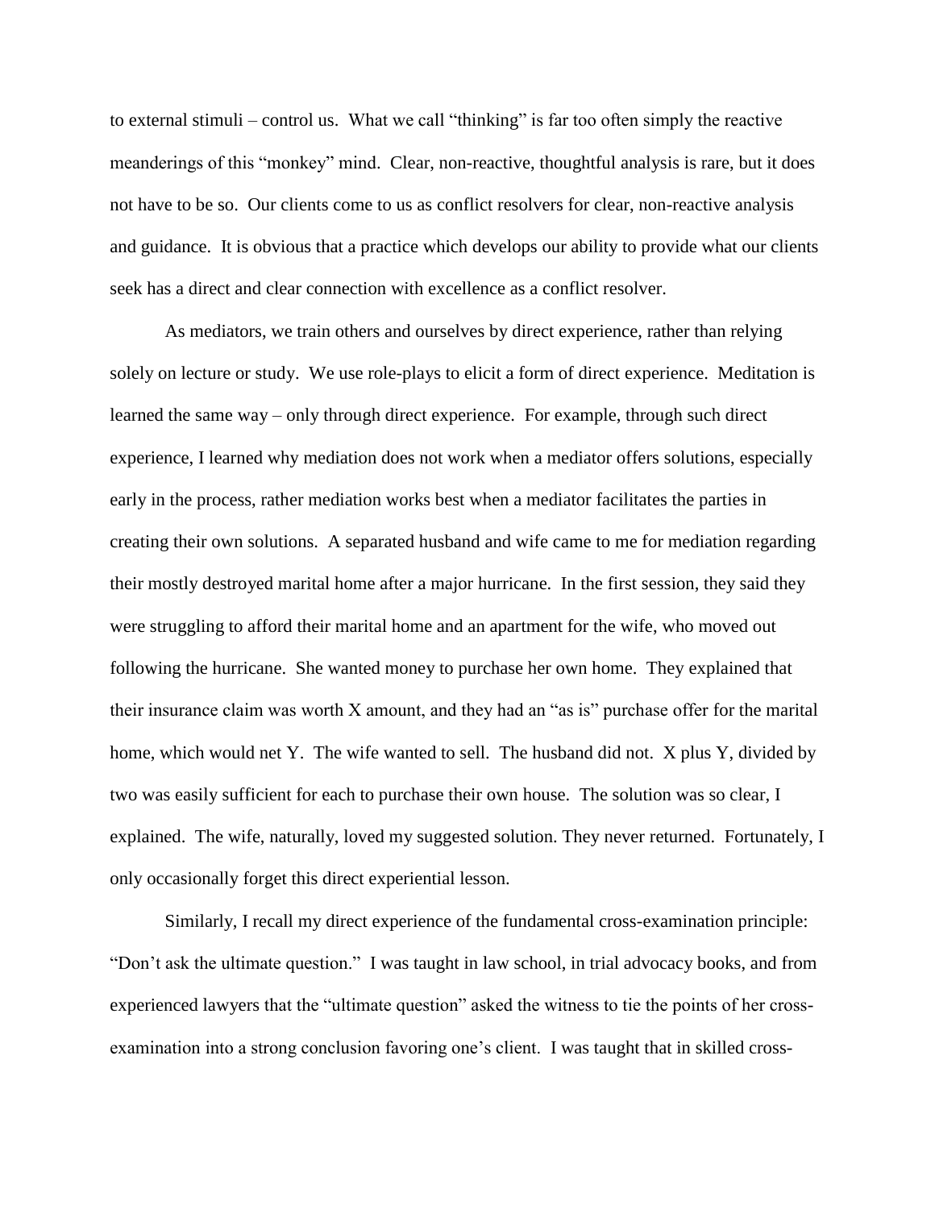to external stimuli – control us. What we call "thinking" is far too often simply the reactive meanderings of this "monkey" mind. Clear, non-reactive, thoughtful analysis is rare, but it does not have to be so. Our clients come to us as conflict resolvers for clear, non-reactive analysis and guidance. It is obvious that a practice which develops our ability to provide what our clients seek has a direct and clear connection with excellence as a conflict resolver.

As mediators, we train others and ourselves by direct experience, rather than relying solely on lecture or study. We use role-plays to elicit a form of direct experience. Meditation is learned the same way – only through direct experience. For example, through such direct experience, I learned why mediation does not work when a mediator offers solutions, especially early in the process, rather mediation works best when a mediator facilitates the parties in creating their own solutions. A separated husband and wife came to me for mediation regarding their mostly destroyed marital home after a major hurricane. In the first session, they said they were struggling to afford their marital home and an apartment for the wife, who moved out following the hurricane. She wanted money to purchase her own home. They explained that their insurance claim was worth X amount, and they had an "as is" purchase offer for the marital home, which would net Y. The wife wanted to sell. The husband did not. X plus Y, divided by two was easily sufficient for each to purchase their own house. The solution was so clear, I explained. The wife, naturally, loved my suggested solution. They never returned. Fortunately, I only occasionally forget this direct experiential lesson.

Similarly, I recall my direct experience of the fundamental cross-examination principle: "Don't ask the ultimate question." I was taught in law school, in trial advocacy books, and from experienced lawyers that the "ultimate question" asked the witness to tie the points of her cross-examination into a strong conclusion favoring one's client. I was taught that in skilled cross-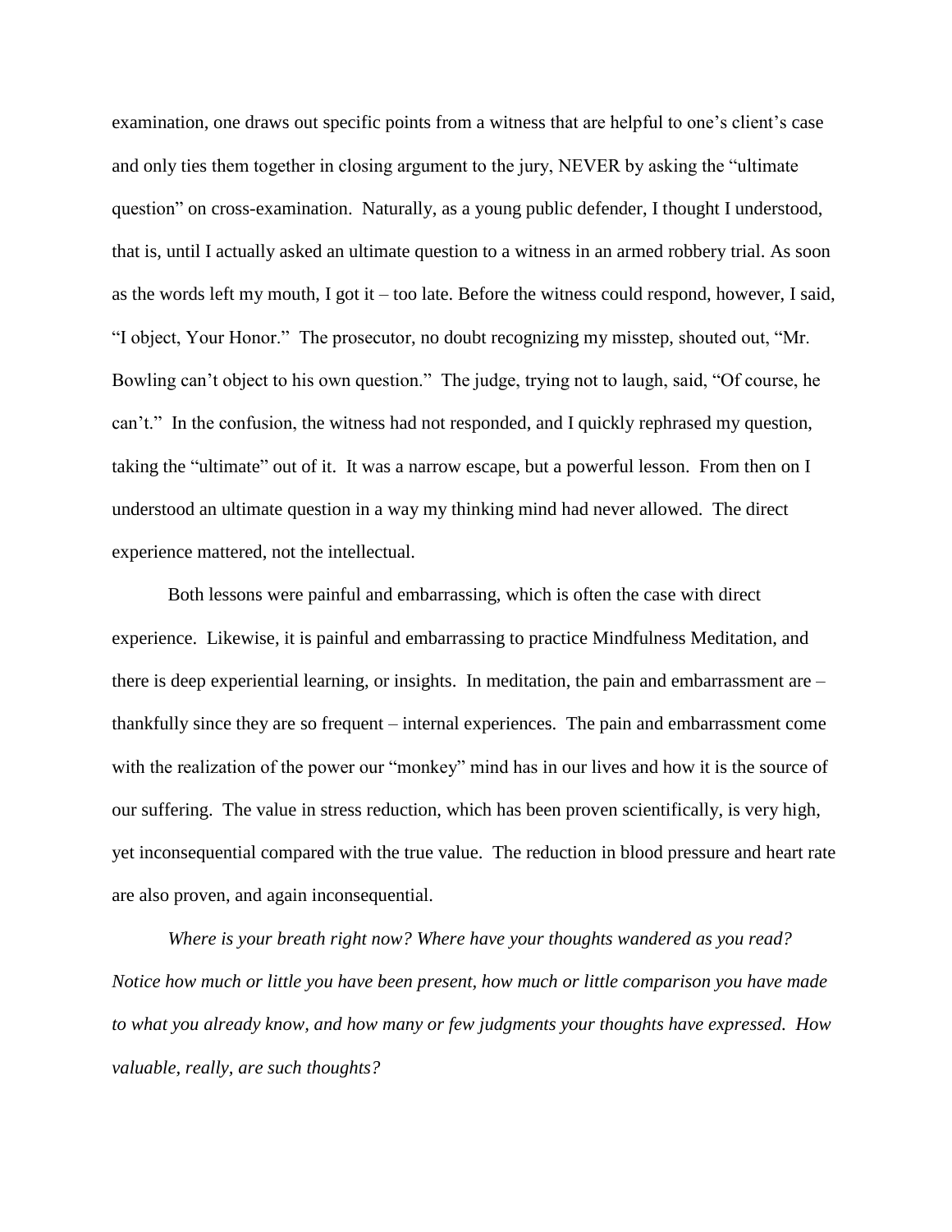examination, one draws out specific points from a witness that are helpful to one's client's case and only ties them together in closing argument to the jury, NEVER by asking the "ultimate question" on cross-examination. Naturally, as a young public defender, I thought I understood, that is, until I actually asked an ultimate question to a witness in an armed robbery trial. As soon as the words left my mouth, I got it – too late. Before the witness could respond, however, I said, "I object, Your Honor." The prosecutor, no doubt recognizing my misstep, shouted out, "Mr. Bowling can't object to his own question." The judge, trying not to laugh, said, "Of course, he can't." In the confusion, the witness had not responded, and I quickly rephrased my question, taking the "ultimate" out of it. It was a narrow escape, but a powerful lesson. From then on I understood an ultimate question in a way my thinking mind had never allowed. The direct experience mattered, not the intellectual.

Both lessons were painful and embarrassing, which is often the case with direct experience. Likewise, it is painful and embarrassing to practice Mindfulness Meditation, and there is deep experiential learning, or insights. In meditation, the pain and embarrassment are – thankfully since they are so frequent – internal experiences. The pain and embarrassment come with the realization of the power our "monkey" mind has in our lives and how it is the source of our suffering. The value in stress reduction, which has been proven scientifically, is very high, yet inconsequential compared with the true value. The reduction in blood pressure and heart rate are also proven, and again inconsequential.

*Where is your breath right now? Where have your thoughts wandered as you read? Notice how much or little you have been present, how much or little comparison you have made to what you already know, and how many or few judgments your thoughts have expressed. How valuable, really, are such thoughts?*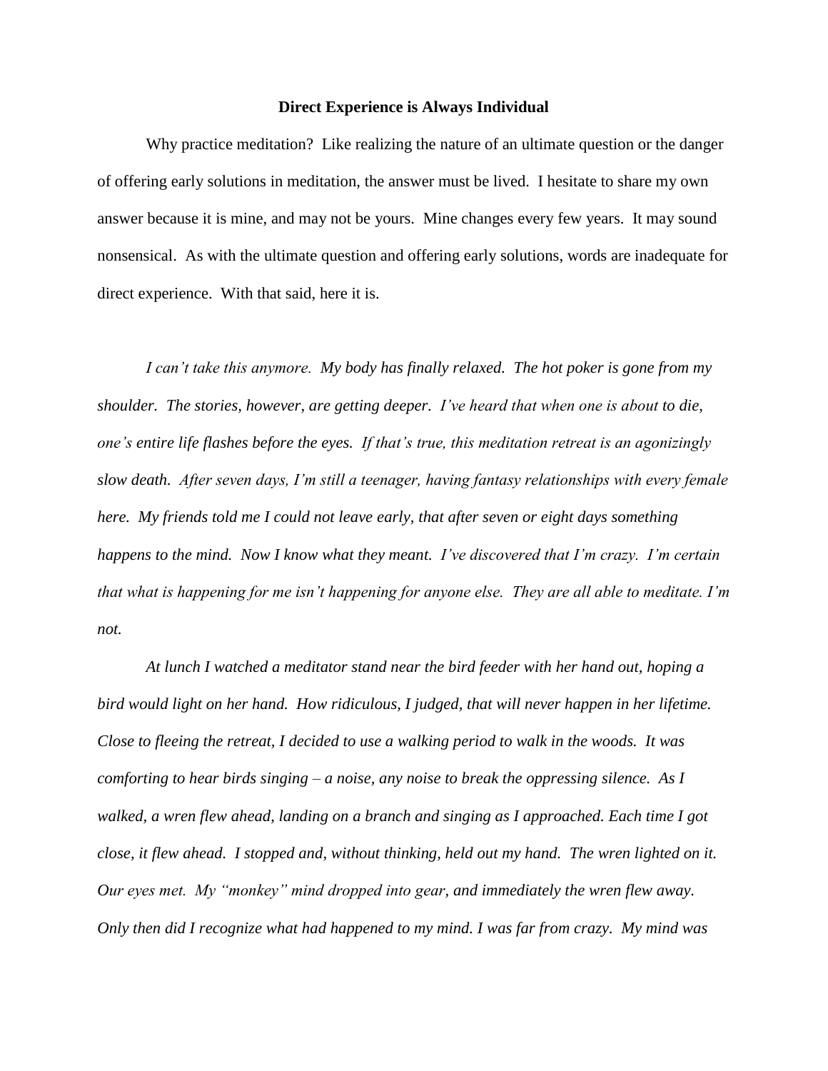**Direct Experience is Always Individual**

Why practice meditation? Like realizing the nature of an ultimate question or the danger of offering early solutions in meditation, the answer must be lived. I hesitate to share my own answer because it is mine, and may not be yours. Mine changes every few years. It may sound nonsensical. As with the ultimate question and offering early solutions, words are inadequate for direct experience. With that said, here it is.

*I can't take this anymore. My body has finally relaxed. The hot poker is gone from my shoulder. The stories, however, are getting deeper. I've heard that when one is about to die, one's entire life flashes before the eyes. If that's true, this meditation retreat is an agonizingly slow death. After seven days, I'm still a teenager, having fantasy relationships with every female here. My friends told me I could not leave early, that after seven or eight days something happens to the mind. Now I know what they meant. I've discovered that I'm crazy. I'm certain that what is happening for me isn't happening for anyone else. They are all able to meditate. I'm not.*

*At lunch I watched a meditator stand near the bird feeder with her hand out, hoping a bird would light on her hand. How ridiculous, I judged, that will never happen in her lifetime. Close to fleeing the retreat, I decided to use a walking period to walk in the woods. It was comforting to hear birds singing – a noise, any noise to break the oppressing silence. As I walked, a wren flew ahead, landing on a branch and singing as I approached. Each time I got close, it flew ahead. I stopped and, without thinking, held out my hand. The wren lighted on it. Our eyes met. My "monkey" mind dropped into gear, and immediately the wren flew away. Only then did I recognize what had happened to my mind. I was far from crazy. My mind was*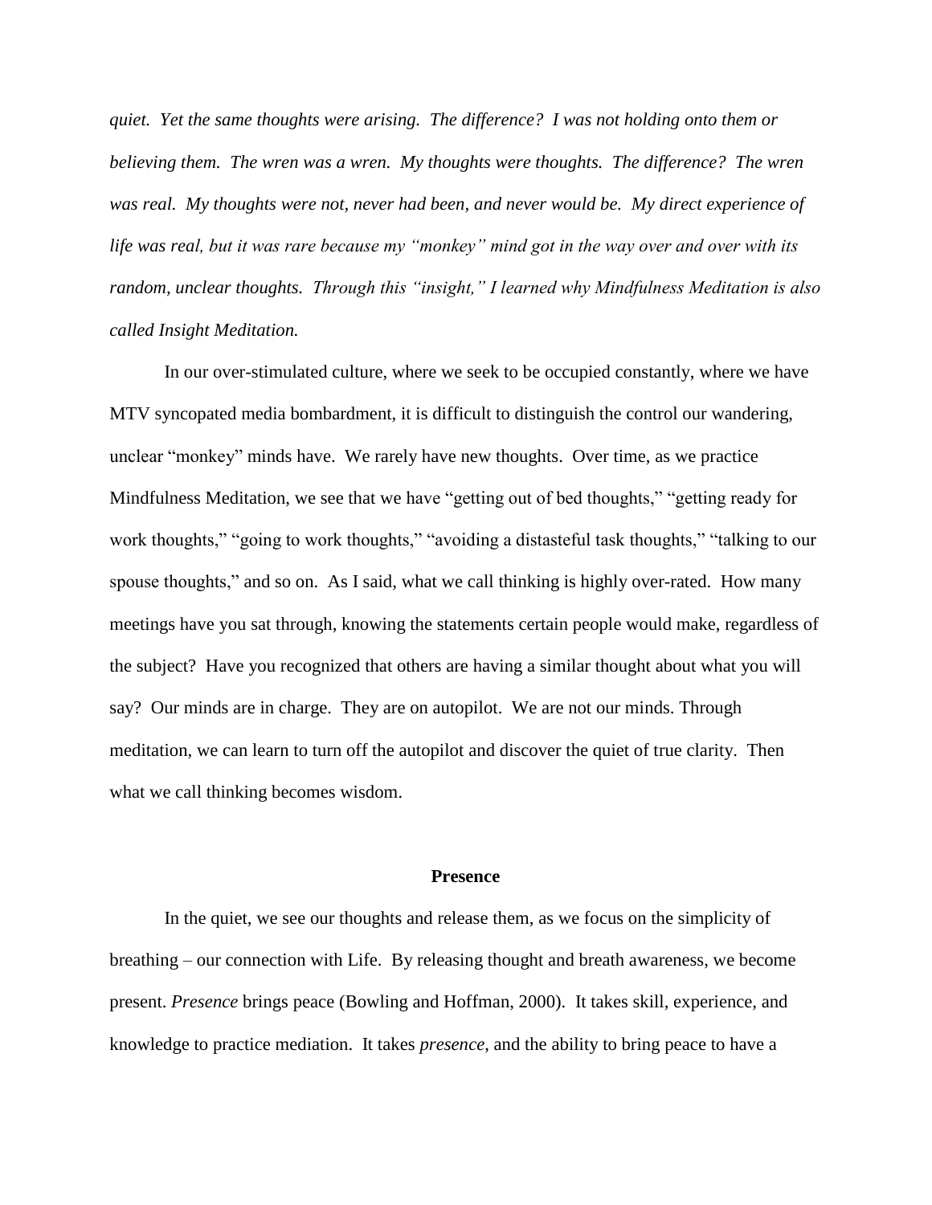*quiet. Yet the same thoughts were arising. The difference? I was not holding onto them or believing them. The wren was a wren. My thoughts were thoughts. The difference? The wren was real. My thoughts were not, never had been, and never would be. My direct experience of life was real, but it was rare because my "monkey" mind got in the way over and over with its random, unclear thoughts. Through this "insight," I learned why Mindfulness Meditation is also called Insight Meditation.*

In our over-stimulated culture, where we seek to be occupied constantly, where we have MTV syncopated media bombardment, it is difficult to distinguish the control our wandering, unclear "monkey" minds have. We rarely have new thoughts. Over time, as we practice Mindfulness Meditation, we see that we have "getting out of bed thoughts," "getting ready for work thoughts," "going to work thoughts," "avoiding a distasteful task thoughts," "talking to our spouse thoughts," and so on. As I said, what we call thinking is highly over-rated. How many meetings have you sat through, knowing the statements certain people would make, regardless of the subject? Have you recognized that others are having a similar thought about what you will say? Our minds are in charge. They are on autopilot. We are not our minds. Through meditation, we can learn to turn off the autopilot and discover the quiet of true clarity. Then what we call thinking becomes wisdom.

## Presence

In the quiet, we see our thoughts and release them, as we focus on the simplicity of breathing – our connection with Life. By releasing thought and breath awareness, we become present. *Presence* brings peace (Bowling and Hoffman, 2000). It takes skill, experience, and knowledge to practice mediation. It takes *presence*, and the ability to bring peace to have a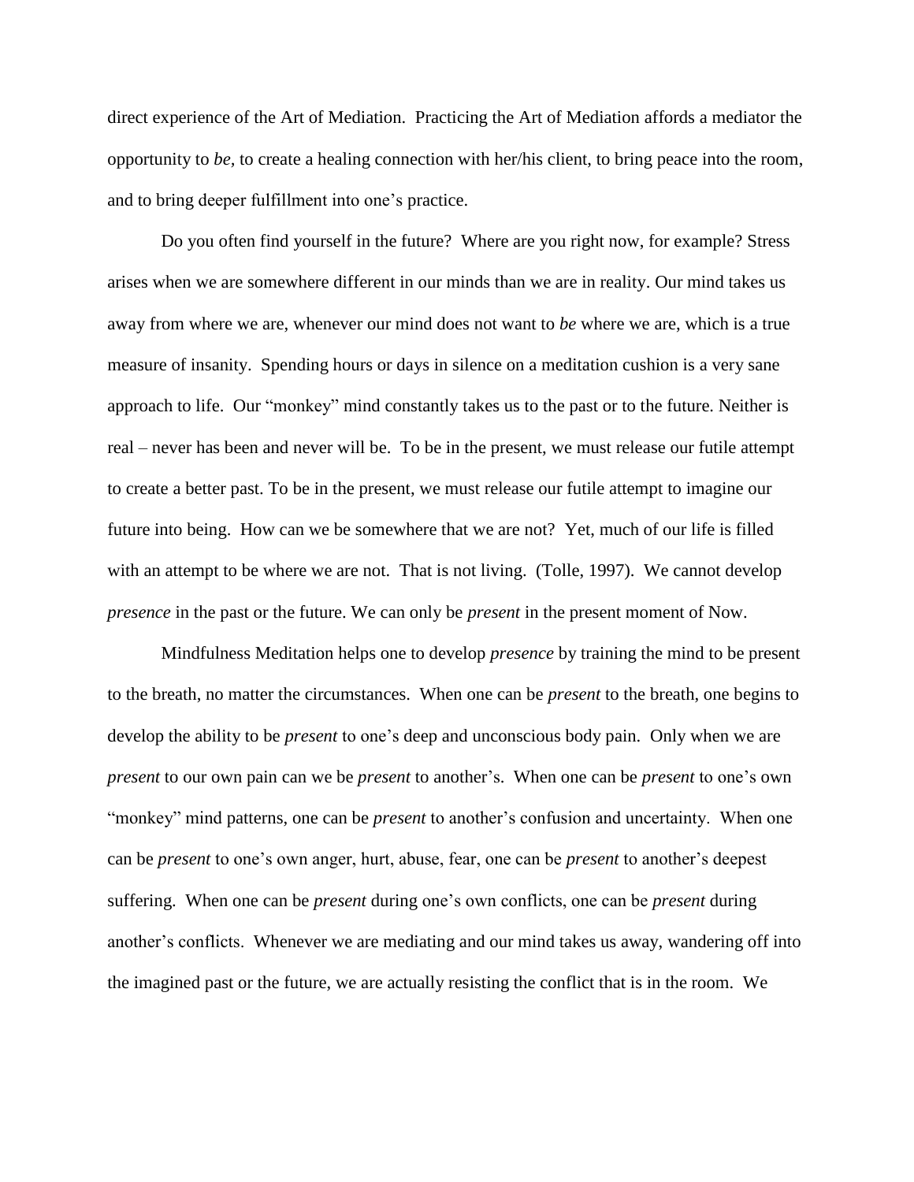direct experience of the Art of Mediation. Practicing the Art of Mediation affords a mediator the opportunity to *be,* to create a healing connection with her/his client, to bring peace into the room, and to bring deeper fulfillment into one's practice.

Do you often find yourself in the future? Where are you right now, for example? Stress arises when we are somewhere different in our minds than we are in reality. Our mind takes us away from where we are, whenever our mind does not want to *be* where we are, which is a true measure of insanity. Spending hours or days in silence on a meditation cushion is a very sane approach to life. Our "monkey" mind constantly takes us to the past or to the future. Neither is real – never has been and never will be. To be in the present, we must release our futile attempt to create a better past. To be in the present, we must release our futile attempt to imagine our future into being. How can we be somewhere that we are not? Yet, much of our life is filled with an attempt to be where we are not. That is not living. (Tolle, 1997). We cannot develop *presence* in the past or the future. We can only be *present* in the present moment of Now.

Mindfulness Meditation helps one to develop *presence* by training the mind to be present to the breath, no matter the circumstances. When one can be *present* to the breath, one begins to develop the ability to be *present* to one's deep and unconscious body pain. Only when we are *present* to our own pain can we be *present* to another's. When one can be *present* to one's own "monkey" mind patterns, one can be *present* to another's confusion and uncertainty. When one can be *present* to one's own anger, hurt, abuse, fear, one can be *present* to another's deepest suffering. When one can be *present* during one's own conflicts, one can be *present* during another's conflicts. Whenever we are mediating and our mind takes us away, wandering off into the imagined past or the future, we are actually resisting the conflict that is in the room. We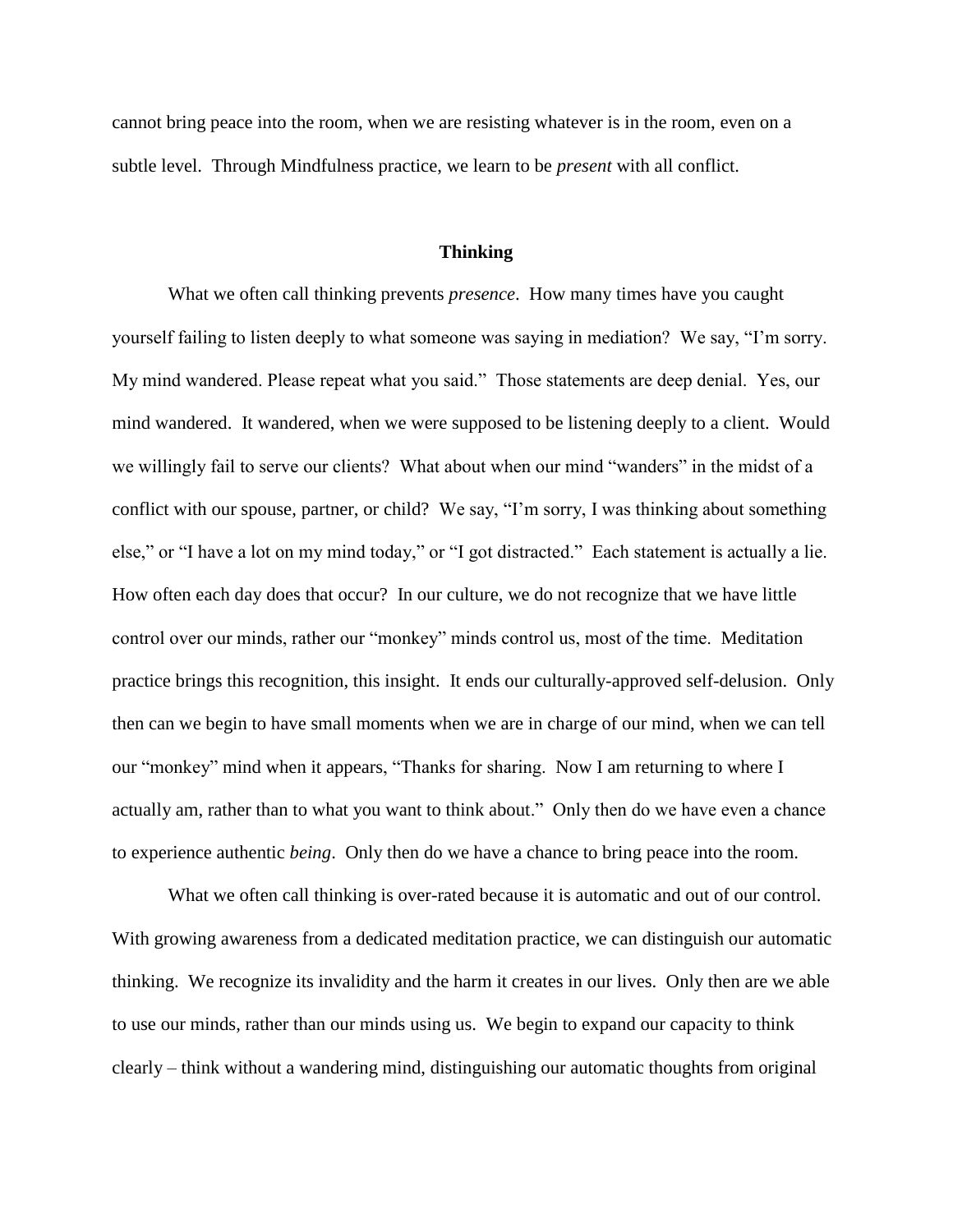cannot bring peace into the room, when we are resisting whatever is in the room, even on a subtle level. Through Mindfulness practice, we learn to be *present* with all conflict.

## Thinking

What we often call thinking prevents *presence*. How many times have you caught yourself failing to listen deeply to what someone was saying in mediation? We say, "I'm sorry. My mind wandered. Please repeat what you said." Those statements are deep denial. Yes, our mind wandered. It wandered, when we were supposed to be listening deeply to a client. Would we willingly fail to serve our clients? What about when our mind "wanders" in the midst of a conflict with our spouse, partner, or child? We say, "I'm sorry, I was thinking about something else," or "I have a lot on my mind today," or "I got distracted." Each statement is actually a lie. How often each day does that occur? In our culture, we do not recognize that we have little control over our minds, rather our "monkey" minds control us, most of the time. Meditation practice brings this recognition, this insight. It ends our culturally-approved self-delusion. Only then can we begin to have small moments when we are in charge of our mind, when we can tell our "monkey" mind when it appears, "Thanks for sharing. Now I am returning to where I actually am, rather than to what you want to think about." Only then do we have even a chance to experience authentic *being*. Only then do we have a chance to bring peace into the room.

What we often call thinking is over-rated because it is automatic and out of our control. With growing awareness from a dedicated meditation practice, we can distinguish our automatic thinking. We recognize its invalidity and the harm it creates in our lives. Only then are we able to use our minds, rather than our minds using us. We begin to expand our capacity to think clearly – think without a wandering mind, distinguishing our automatic thoughts from original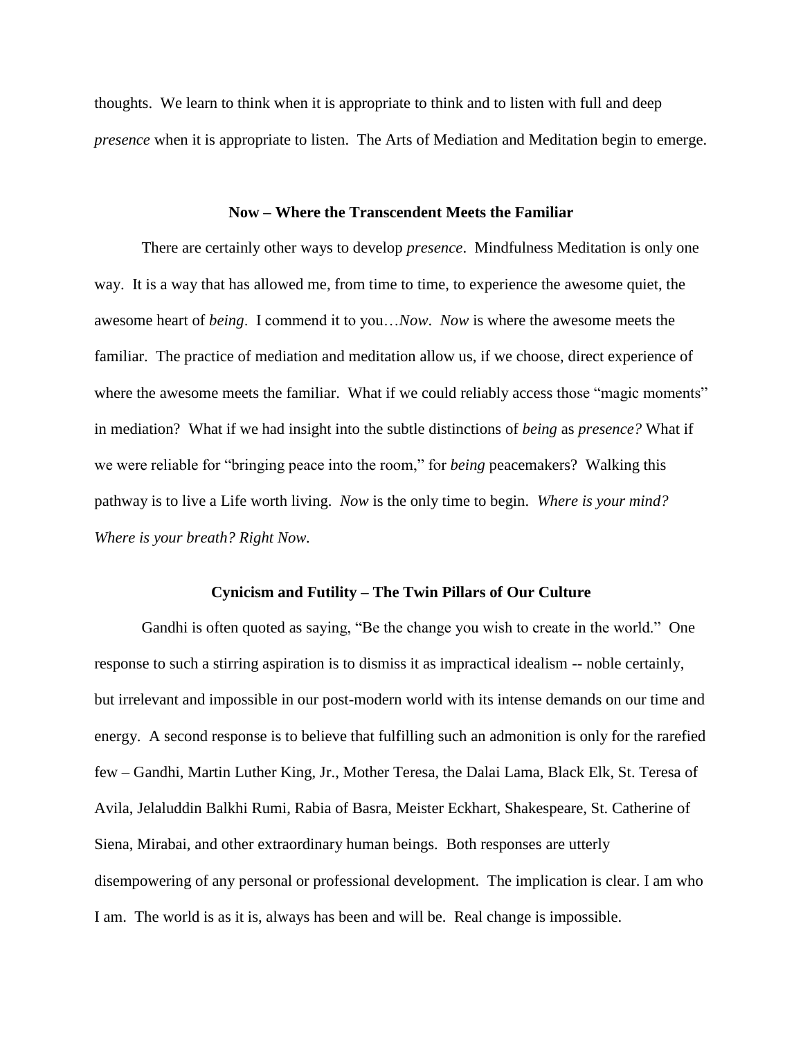thoughts. We learn to think when it is appropriate to think and to listen with full and deep *presence* when it is appropriate to listen. The Arts of Mediation and Meditation begin to emerge.

**Now – Where the Transcendent Meets the Familiar**

There are certainly other ways to develop *presence*. Mindfulness Meditation is only one way. It is a way that has allowed me, from time to time, to experience the awesome quiet, the awesome heart of *being*. I commend it to you…*Now*. *Now* is where the awesome meets the familiar. The practice of mediation and meditation allow us, if we choose, direct experience of where the awesome meets the familiar. What if we could reliably access those "magic moments" in mediation? What if we had insight into the subtle distinctions of *being* as *presence?* What if we were reliable for "bringing peace into the room," for *being* peacemakers? Walking this pathway is to live a Life worth living. *Now* is the only time to begin. *Where is your mind? Where is your breath? Right Now.*

**Cynicism and Futility – The Twin Pillars of Our Culture**

Gandhi is often quoted as saying, "Be the change you wish to create in the world." One response to such a stirring aspiration is to dismiss it as impractical idealism -- noble certainly, but irrelevant and impossible in our post-modern world with its intense demands on our time and energy. A second response is to believe that fulfilling such an admonition is only for the rarefied few – Gandhi, Martin Luther King, Jr., Mother Teresa, the Dalai Lama, Black Elk, St. Teresa of Avila, Jelaluddin Balkhi Rumi, Rabia of Basra, Meister Eckhart, Shakespeare, St. Catherine of Siena, Mirabai, and other extraordinary human beings. Both responses are utterly disempowering of any personal or professional development. The implication is clear. I am who I am. The world is as it is, always has been and will be. Real change is impossible.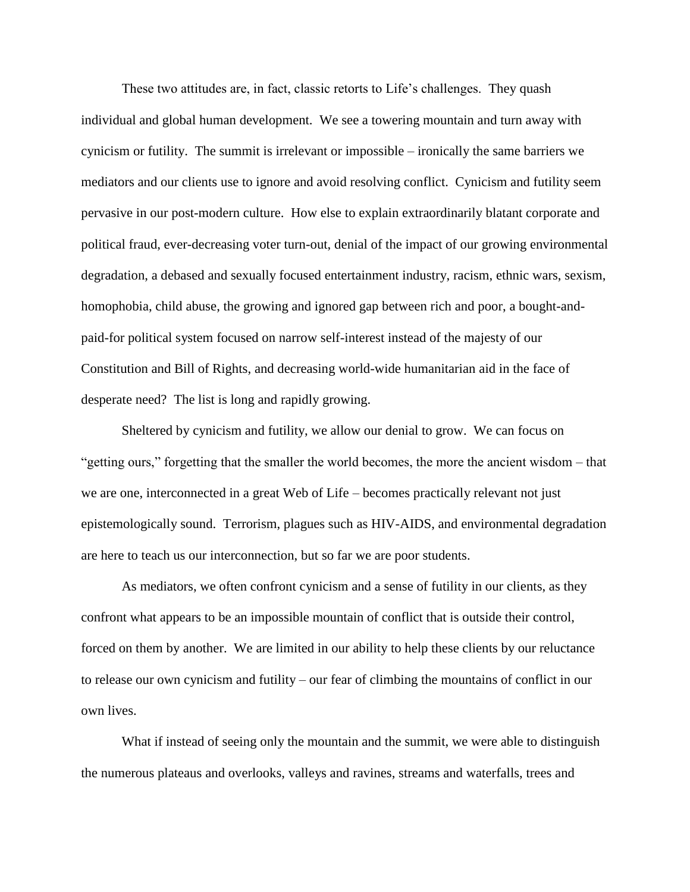These two attitudes are, in fact, classic retorts to Life's challenges. They quash individual and global human development. We see a towering mountain and turn away with cynicism or futility. The summit is irrelevant or impossible – ironically the same barriers we mediators and our clients use to ignore and avoid resolving conflict. Cynicism and futility seem pervasive in our post-modern culture. How else to explain extraordinarily blatant corporate and political fraud, ever-decreasing voter turn-out, denial of the impact of our growing environmental degradation, a debased and sexually focused entertainment industry, racism, ethnic wars, sexism, homophobia, child abuse, the growing and ignored gap between rich and poor, a bought-and-paid-for political system focused on narrow self-interest instead of the majesty of our Constitution and Bill of Rights, and decreasing world-wide humanitarian aid in the face of desperate need? The list is long and rapidly growing.

Sheltered by cynicism and futility, we allow our denial to grow. We can focus on "getting ours," forgetting that the smaller the world becomes, the more the ancient wisdom – that we are one, interconnected in a great Web of Life – becomes practically relevant not just epistemologically sound. Terrorism, plagues such as HIV-AIDS, and environmental degradation are here to teach us our interconnection, but so far we are poor students.

As mediators, we often confront cynicism and a sense of futility in our clients, as they confront what appears to be an impossible mountain of conflict that is outside their control, forced on them by another. We are limited in our ability to help these clients by our reluctance to release our own cynicism and futility – our fear of climbing the mountains of conflict in our own lives.

What if instead of seeing only the mountain and the summit, we were able to distinguish the numerous plateaus and overlooks, valleys and ravines, streams and waterfalls, trees and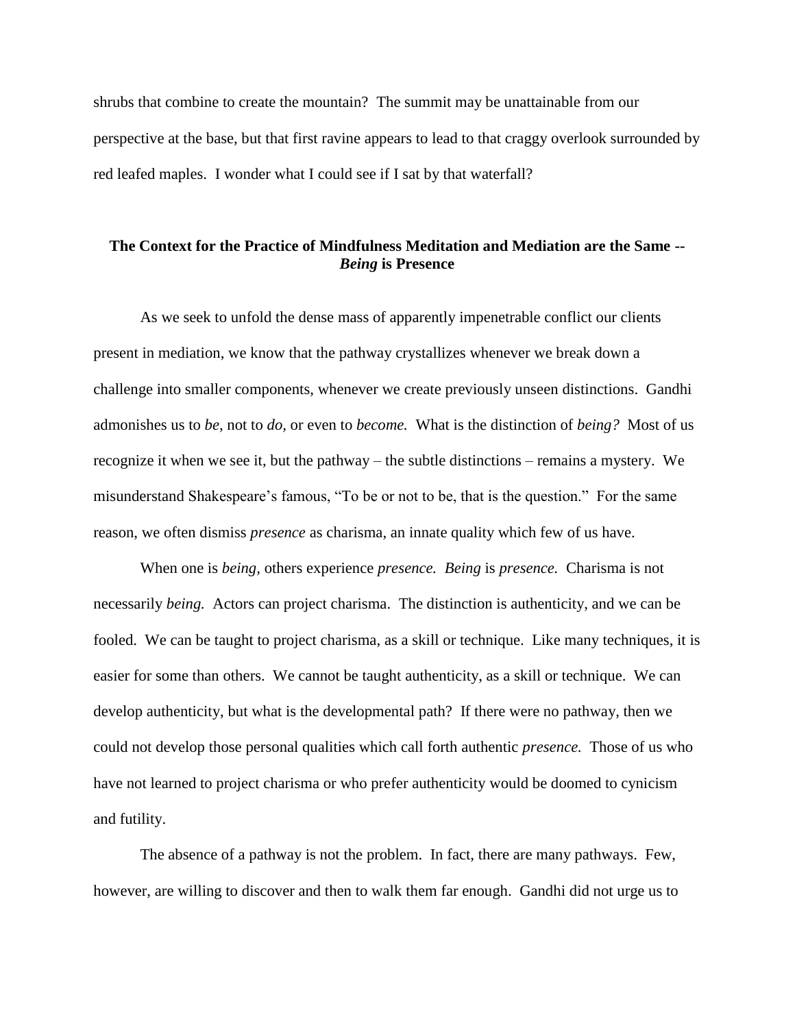shrubs that combine to create the mountain? The summit may be unattainable from our perspective at the base, but that first ravine appears to lead to that craggy overlook surrounded by red leafed maples. I wonder what I could see if I sat by that waterfall?

## The Context for the Practice of Mindfulness Meditation and Mediation are the Same -- *Being* is Presence

As we seek to unfold the dense mass of apparently impenetrable conflict our clients present in mediation, we know that the pathway crystallizes whenever we break down a challenge into smaller components, whenever we create previously unseen distinctions. Gandhi admonishes us to *be,* not to *do,* or even to *become.* What is the distinction of *being?* Most of us recognize it when we see it, but the pathway – the subtle distinctions – remains a mystery. We misunderstand Shakespeare's famous, "To be or not to be, that is the question." For the same reason, we often dismiss *presence* as charisma, an innate quality which few of us have.

When one is *being,* others experience *presence. Being* is *presence.* Charisma is not necessarily *being.* Actors can project charisma. The distinction is authenticity, and we can be fooled. We can be taught to project charisma, as a skill or technique. Like many techniques, it is easier for some than others. We cannot be taught authenticity, as a skill or technique. We can develop authenticity, but what is the developmental path? If there were no pathway, then we could not develop those personal qualities which call forth authentic *presence.* Those of us who have not learned to project charisma or who prefer authenticity would be doomed to cynicism and futility.

The absence of a pathway is not the problem. In fact, there are many pathways. Few, however, are willing to discover and then to walk them far enough. Gandhi did not urge us to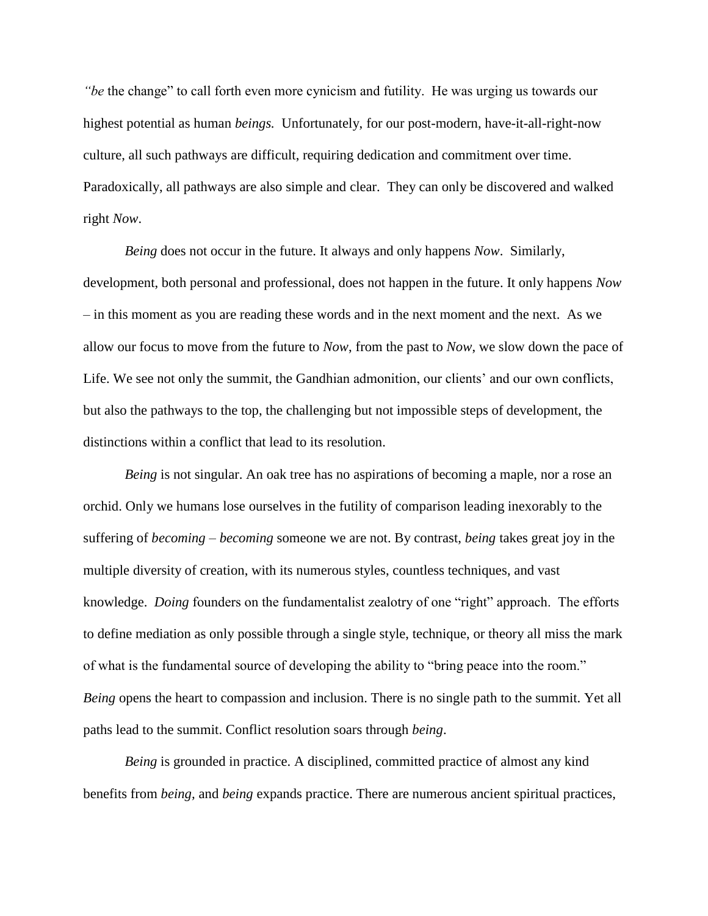*"be* the change" to call forth even more cynicism and futility. He was urging us towards our highest potential as human *beings.* Unfortunately, for our post-modern, have-it-all-right-now culture, all such pathways are difficult, requiring dedication and commitment over time. Paradoxically, all pathways are also simple and clear. They can only be discovered and walked right *Now*.

*Being* does not occur in the future. It always and only happens *Now*. Similarly, development, both personal and professional, does not happen in the future. It only happens *Now* – in this moment as you are reading these words and in the next moment and the next. As we allow our focus to move from the future to *Now*, from the past to *Now*, we slow down the pace of Life. We see not only the summit, the Gandhian admonition, our clients' and our own conflicts, but also the pathways to the top, the challenging but not impossible steps of development, the distinctions within a conflict that lead to its resolution.

*Being* is not singular. An oak tree has no aspirations of becoming a maple, nor a rose an orchid. Only we humans lose ourselves in the futility of comparison leading inexorably to the suffering of *becoming* – *becoming* someone we are not. By contrast, *being* takes great joy in the multiple diversity of creation, with its numerous styles, countless techniques, and vast knowledge. *Doing* founders on the fundamentalist zealotry of one "right" approach. The efforts to define mediation as only possible through a single style, technique, or theory all miss the mark of what is the fundamental source of developing the ability to "bring peace into the room." *Being* opens the heart to compassion and inclusion. There is no single path to the summit. Yet all paths lead to the summit. Conflict resolution soars through *being*.

*Being* is grounded in practice. A disciplined, committed practice of almost any kind benefits from *being,* and *being* expands practice. There are numerous ancient spiritual practices,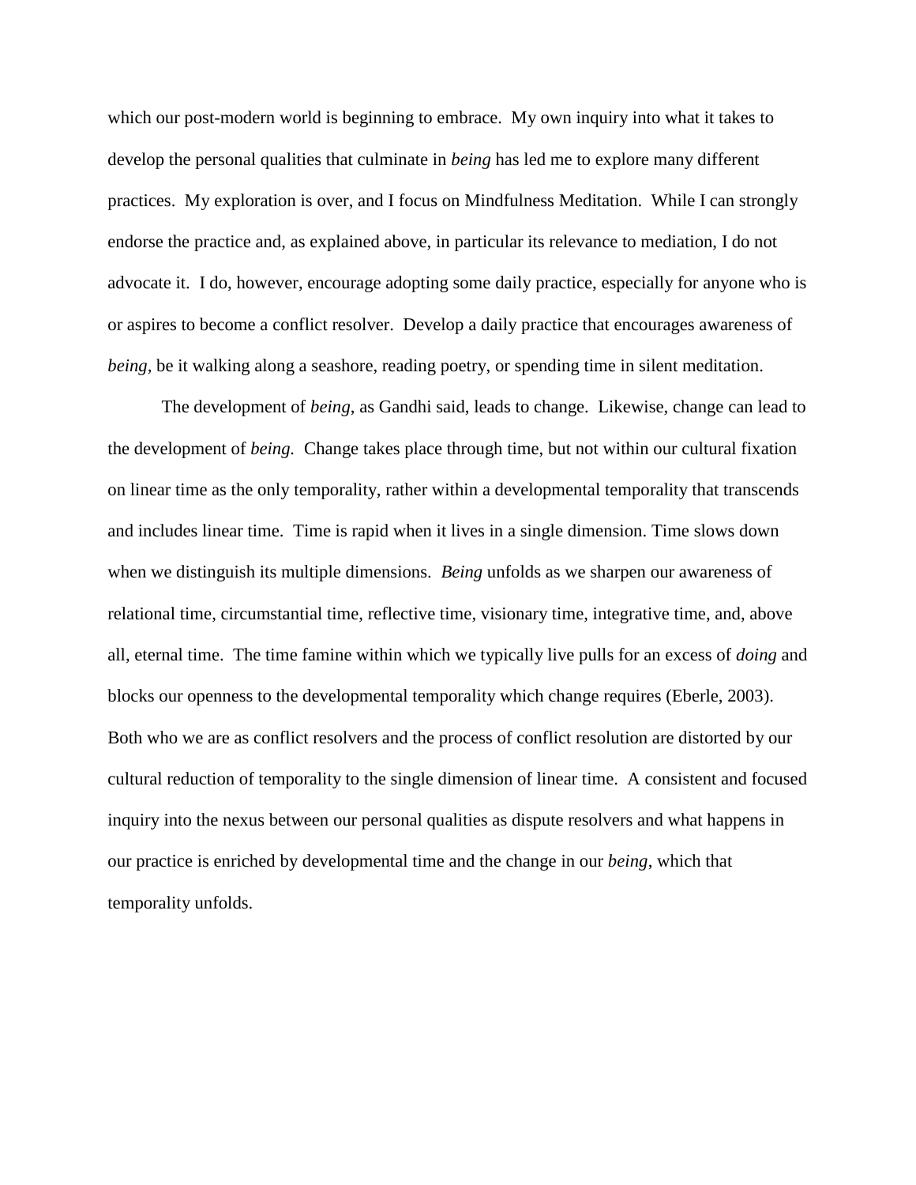which our post-modern world is beginning to embrace. My own inquiry into what it takes to develop the personal qualities that culminate in *being* has led me to explore many different practices. My exploration is over, and I focus on Mindfulness Meditation. While I can strongly endorse the practice and, as explained above, in particular its relevance to mediation, I do not advocate it. I do, however, encourage adopting some daily practice, especially for anyone who is or aspires to become a conflict resolver. Develop a daily practice that encourages awareness of *being*, be it walking along a seashore, reading poetry, or spending time in silent meditation.

The development of *being*, as Gandhi said, leads to change. Likewise, change can lead to the development of *being.* Change takes place through time, but not within our cultural fixation on linear time as the only temporality, rather within a developmental temporality that transcends and includes linear time. Time is rapid when it lives in a single dimension. Time slows down when we distinguish its multiple dimensions. *Being* unfolds as we sharpen our awareness of relational time, circumstantial time, reflective time, visionary time, integrative time, and, above all, eternal time. The time famine within which we typically live pulls for an excess of *doing* and blocks our openness to the developmental temporality which change requires (Eberle, 2003). Both who we are as conflict resolvers and the process of conflict resolution are distorted by our cultural reduction of temporality to the single dimension of linear time. A consistent and focused inquiry into the nexus between our personal qualities as dispute resolvers and what happens in our practice is enriched by developmental time and the change in our *being*, which that temporality unfolds.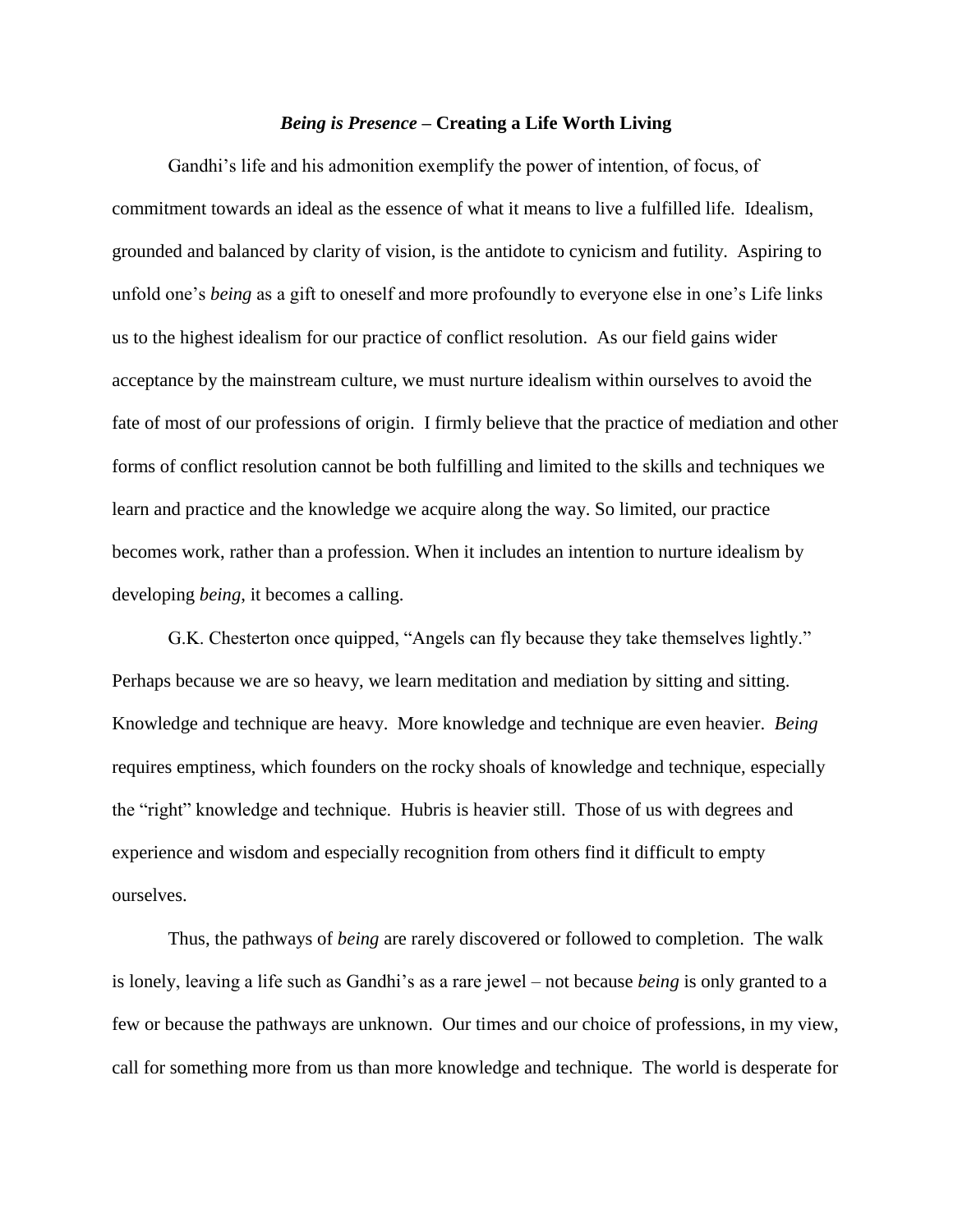### *Being is Presence* – Creating a Life Worth Living

Gandhi's life and his admonition exemplify the power of intention, of focus, of commitment towards an ideal as the essence of what it means to live a fulfilled life. Idealism, grounded and balanced by clarity of vision, is the antidote to cynicism and futility. Aspiring to unfold one's *being* as a gift to oneself and more profoundly to everyone else in one's Life links us to the highest idealism for our practice of conflict resolution. As our field gains wider acceptance by the mainstream culture, we must nurture idealism within ourselves to avoid the fate of most of our professions of origin. I firmly believe that the practice of mediation and other forms of conflict resolution cannot be both fulfilling and limited to the skills and techniques we learn and practice and the knowledge we acquire along the way. So limited, our practice becomes work, rather than a profession. When it includes an intention to nurture idealism by developing *being*, it becomes a calling.

G.K. Chesterton once quipped, "Angels can fly because they take themselves lightly." Perhaps because we are so heavy, we learn meditation and mediation by sitting and sitting. Knowledge and technique are heavy. More knowledge and technique are even heavier. *Being* requires emptiness, which founders on the rocky shoals of knowledge and technique, especially the "right" knowledge and technique. Hubris is heavier still. Those of us with degrees and experience and wisdom and especially recognition from others find it difficult to empty ourselves.

Thus, the pathways of *being* are rarely discovered or followed to completion. The walk is lonely, leaving a life such as Gandhi's as a rare jewel – not because *being* is only granted to a few or because the pathways are unknown. Our times and our choice of professions, in my view, call for something more from us than more knowledge and technique. The world is desperate for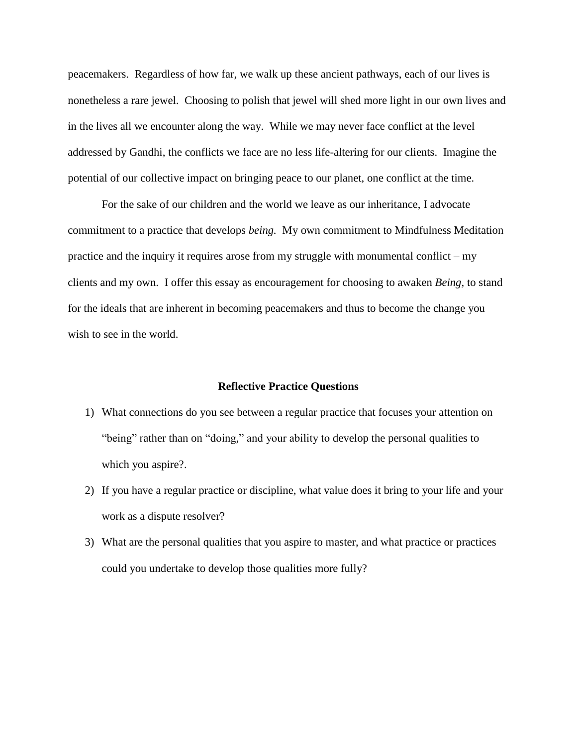peacemakers. Regardless of how far, we walk up these ancient pathways, each of our lives is nonetheless a rare jewel. Choosing to polish that jewel will shed more light in our own lives and in the lives all we encounter along the way. While we may never face conflict at the level addressed by Gandhi, the conflicts we face are no less life-altering for our clients. Imagine the potential of our collective impact on bringing peace to our planet, one conflict at the time.

For the sake of our children and the world we leave as our inheritance, I advocate commitment to a practice that develops *being.* My own commitment to Mindfulness Meditation practice and the inquiry it requires arose from my struggle with monumental conflict – my clients and my own. I offer this essay as encouragement for choosing to awaken *Being*, to stand for the ideals that are inherent in becoming peacemakers and thus to become the change you wish to see in the world.

**Reflective Practice Questions**

1) What connections do you see between a regular practice that focuses your attention on "being" rather than on "doing," and your ability to develop the personal qualities to which you aspire?.
2) If you have a regular practice or discipline, what value does it bring to your life and your work as a dispute resolver?
3) What are the personal qualities that you aspire to master, and what practice or practices could you undertake to develop those qualities more fully?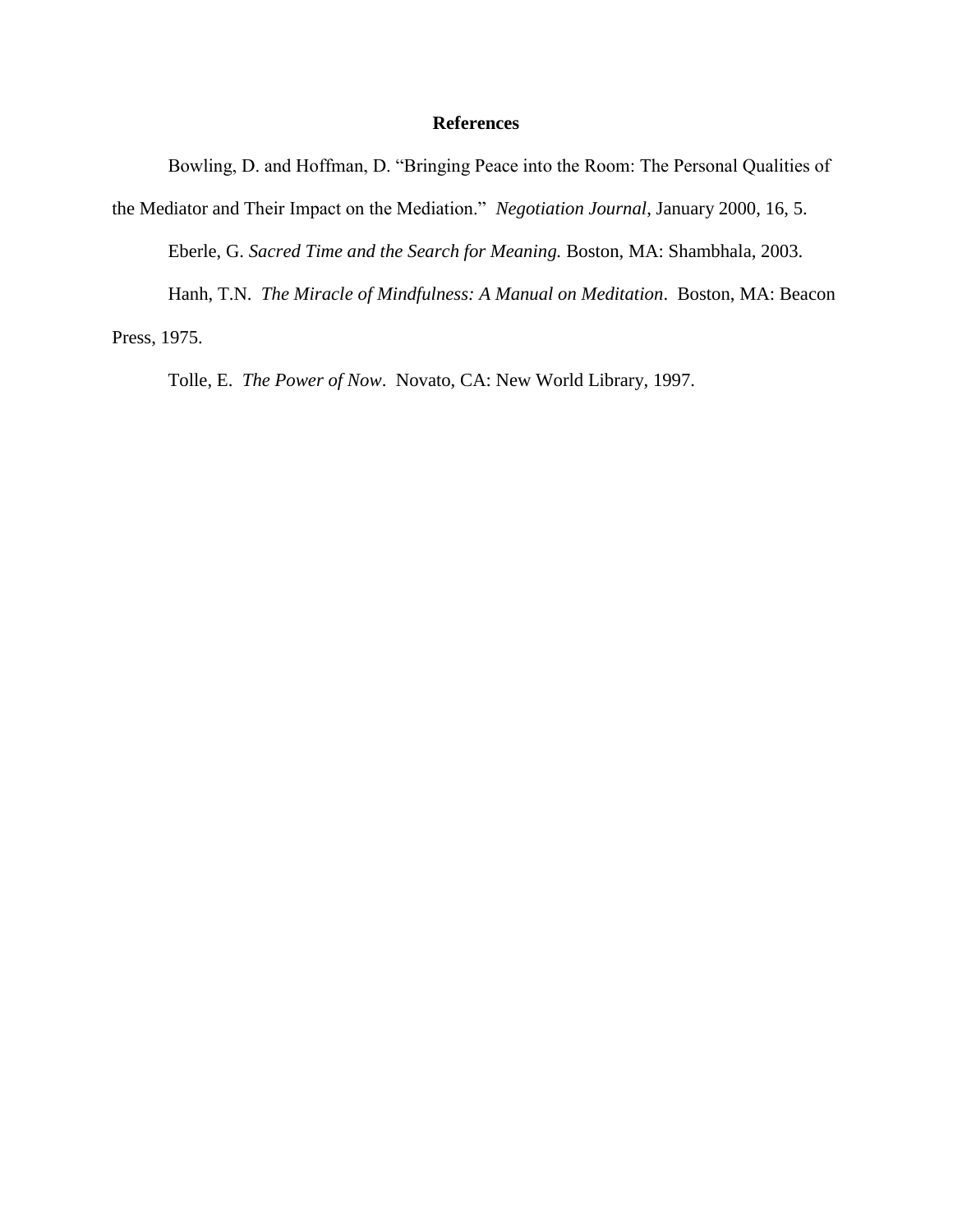**References**

Bowling, D. and Hoffman, D. "Bringing Peace into the Room: The Personal Qualities of the Mediator and Their Impact on the Mediation." *Negotiation Journal*, January 2000, 16, 5.

Eberle, G. *Sacred Time and the Search for Meaning.* Boston, MA: Shambhala, 2003.

Hanh, T.N. *The Miracle of Mindfulness: A Manual on Meditation*. Boston, MA: Beacon Press, 1975.

Tolle, E. *The Power of Now*. Novato, CA: New World Library, 1997.